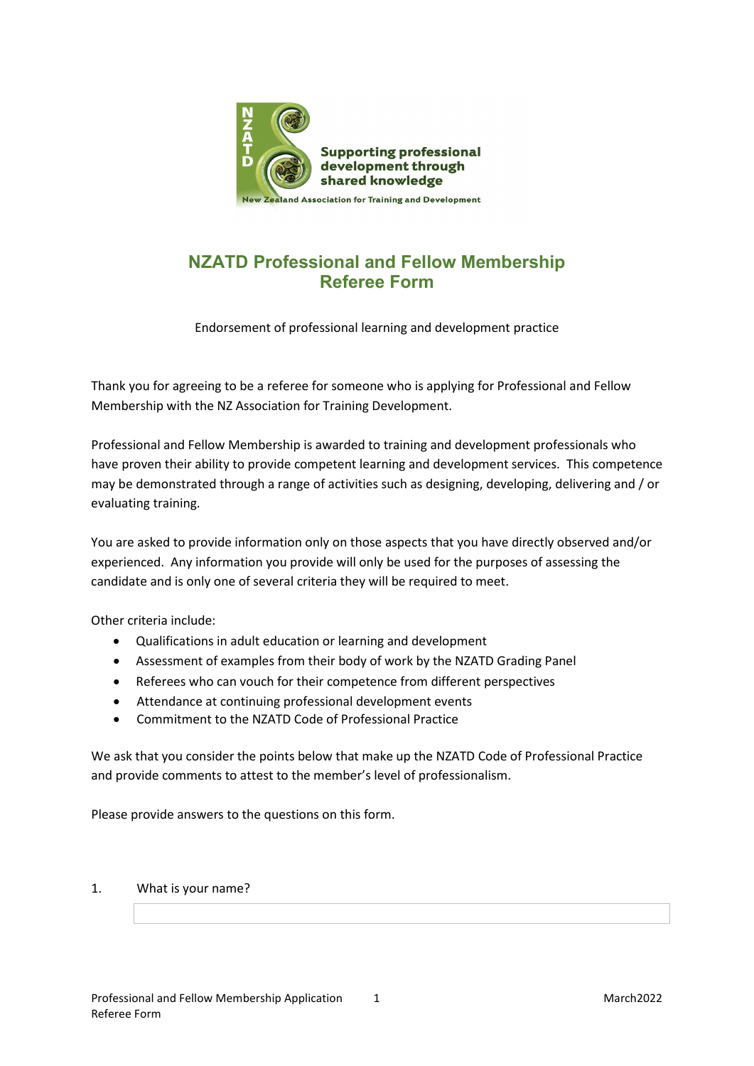# NZATD Professional and Fellow Membership Referee Form

Endorsement of professional learning and development practice

Thank you for agreeing to be a referee for someone who is applying for Professional and Fellow Membership with the NZ Association for Training Development.

Professional and Fellow Membership is awarded to training and development professionals who have proven their ability to provide competent learning and development services. This competence may be demonstrated through a range of activities such as designing, developing, delivering and / or evaluating training.

You are asked to provide information only on those aspects that you have directly observed and/or experienced. Any information you provide will only be used for the purposes of assessing the candidate and is only one of several criteria they will be required to meet.

Other criteria include:

- Qualifications in adult education or learning and development
- Assessment of examples from their body of work by the NZATD Grading Panel
- Referees who can vouch for their competence from different perspectives
- Attendance at continuing professional development events
- Commitment to the NZATD Code of Professional Practice

We ask that you consider the points below that make up the NZATD Code of Professional Practice and provide comments to attest to the member's level of professionalism.

Please provide answers to the questions on this form.

1. What is your name?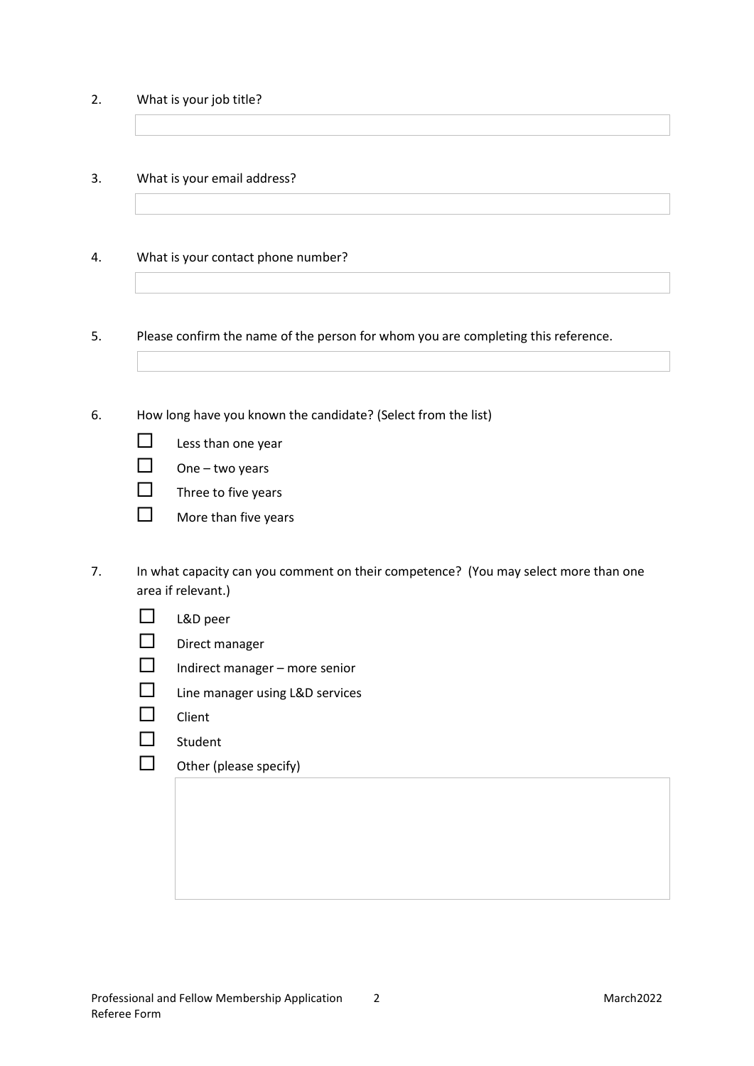2. What is your job title?

3. What is your email address?

4. What is your contact phone number?

5. Please confirm the name of the person for whom you are completing this reference.

6. How long have you known the candidate? (Select from the list)

   - ☐ Less than one year
   - ☐ One – two years
   - ☐ Three to five years
   - ☐ More than five years

7. In what capacity can you comment on their competence? (You may select more than one area if relevant.)

   - ☐ L&D peer
   - ☐ Direct manager
   - ☐ Indirect manager – more senior
   - ☐ Line manager using L&D services
   - ☐ Client
   - ☐ Student
   - ☐ Other (please specify)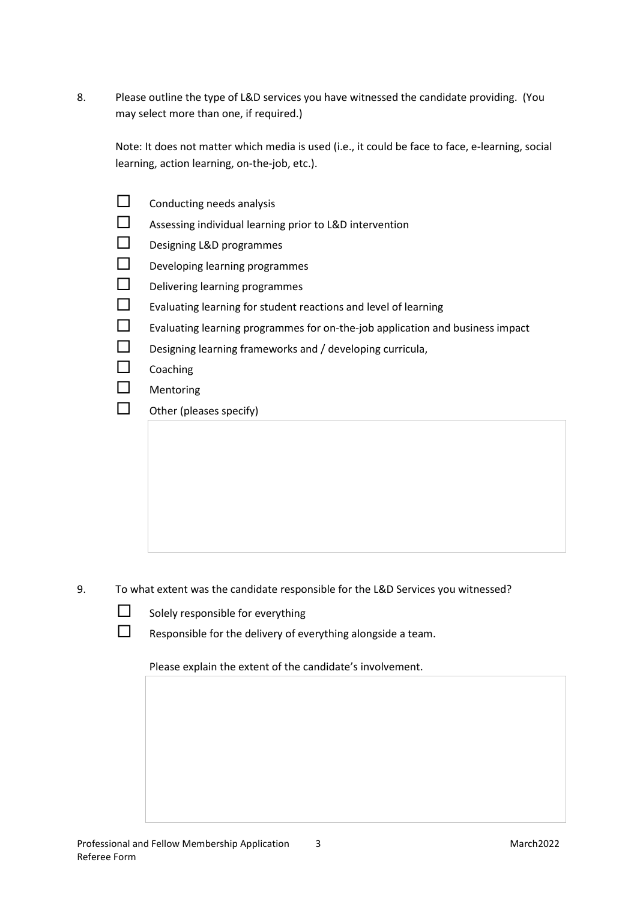8. Please outline the type of L&D services you have witnessed the candidate providing. (You may select more than one, if required.)

   Note: It does not matter which media is used (i.e., it could be face to face, e-learning, social learning, action learning, on-the-job, etc.).

   - ☐ Conducting needs analysis
   - ☐ Assessing individual learning prior to L&D intervention
   - ☐ Designing L&D programmes
   - ☐ Developing learning programmes
   - ☐ Delivering learning programmes
   - ☐ Evaluating learning for student reactions and level of learning
   - ☐ Evaluating learning programmes for on-the-job application and business impact
   - ☐ Designing learning frameworks and / developing curricula,
   - ☐ Coaching
   - ☐ Mentoring
   - ☐ Other (pleases specify)

9. To what extent was the candidate responsible for the L&D Services you witnessed?

   - ☐ Solely responsible for everything
   - ☐ Responsible for the delivery of everything alongside a team.

   Please explain the extent of the candidate's involvement.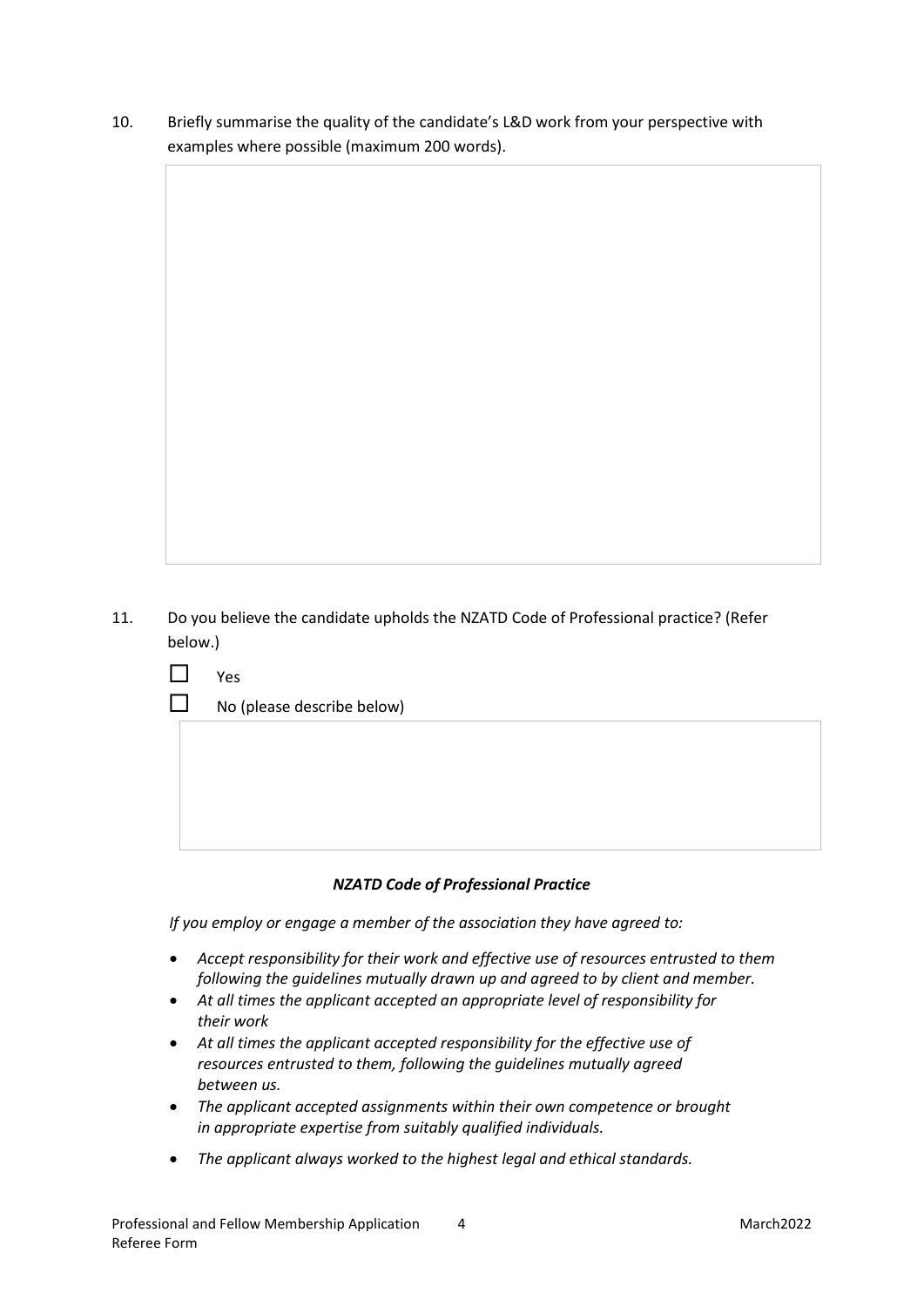10. Briefly summarise the quality of the candidate's L&D work from your perspective with examples where possible (maximum 200 words).

| |
|---|
| |

11. Do you believe the candidate upholds the NZATD Code of Professional practice? (Refer below.)

☐ Yes

☐ No (please describe below)

| |
|---|
| |

***NZATD Code of Professional Practice***

*If you employ or engage a member of the association they have agreed to:*

- *Accept responsibility for their work and effective use of resources entrusted to them following the guidelines mutually drawn up and agreed to by client and member.*
- *At all times the applicant accepted an appropriate level of responsibility for their work*
- *At all times the applicant accepted responsibility for the effective use of resources entrusted to them, following the guidelines mutually agreed between us.*
- *The applicant accepted assignments within their own competence or brought in appropriate expertise from suitably qualified individuals.*
- *The applicant always worked to the highest legal and ethical standards.*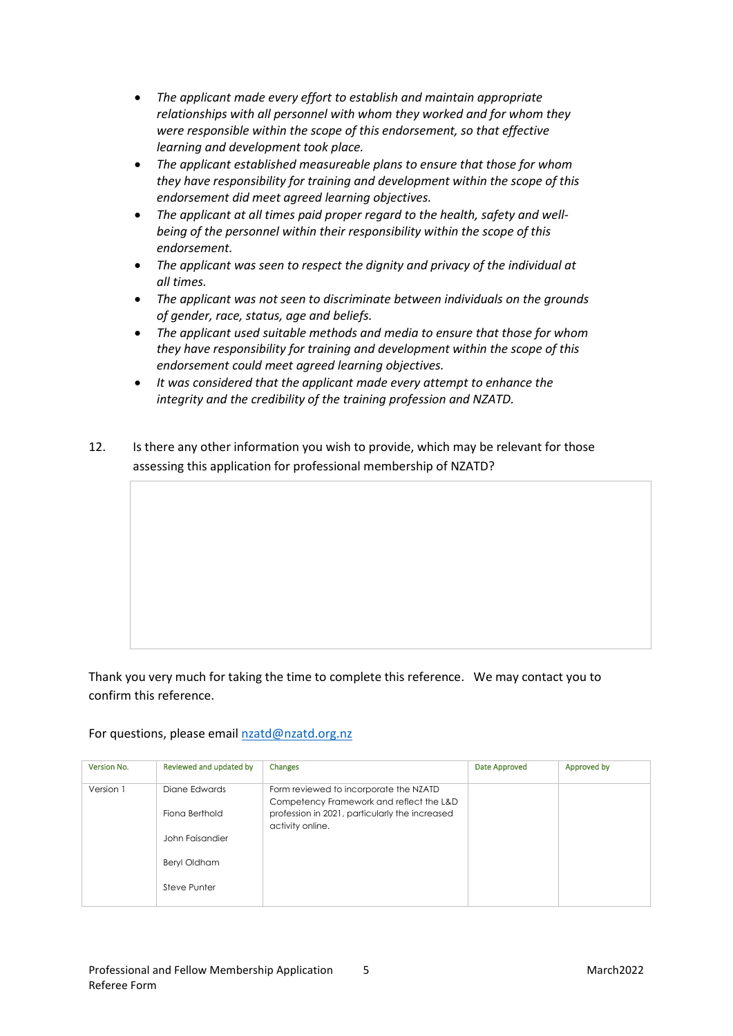- *The applicant made every effort to establish and maintain appropriate relationships with all personnel with whom they worked and for whom they were responsible within the scope of this endorsement, so that effective learning and development took place.*
- *The applicant established measureable plans to ensure that those for whom they have responsibility for training and development within the scope of this endorsement did meet agreed learning objectives.*
- *The applicant at all times paid proper regard to the health, safety and well-being of the personnel within their responsibility within the scope of this endorsement.*
- *The applicant was seen to respect the dignity and privacy of the individual at all times.*
- *The applicant was not seen to discriminate between individuals on the grounds of gender, race, status, age and beliefs.*
- *The applicant used suitable methods and media to ensure that those for whom they have responsibility for training and development within the scope of this endorsement could meet agreed learning objectives.*
- *It was considered that the applicant made every attempt to enhance the integrity and the credibility of the training profession and NZATD.*

12. Is there any other information you wish to provide, which may be relevant for those assessing this application for professional membership of NZATD?

| |
|---|
| |

Thank you very much for taking the time to complete this reference. We may contact you to confirm this reference.

For questions, please email [nzatd@nzatd.org.nz](mailto:nzatd@nzatd.org.nz)

| Version No. | Reviewed and updated by | Changes | Date Approved | Approved by |
|---|---|---|---|---|
| Version 1 | Diane Edwards<br><br>Fiona Berthold<br><br>John Faisandier<br><br>Beryl Oldham<br><br>Steve Punter | Form reviewed to incorporate the NZATD Competency Framework and reflect the L&D profession in 2021, particularly the increased activity online. | | |